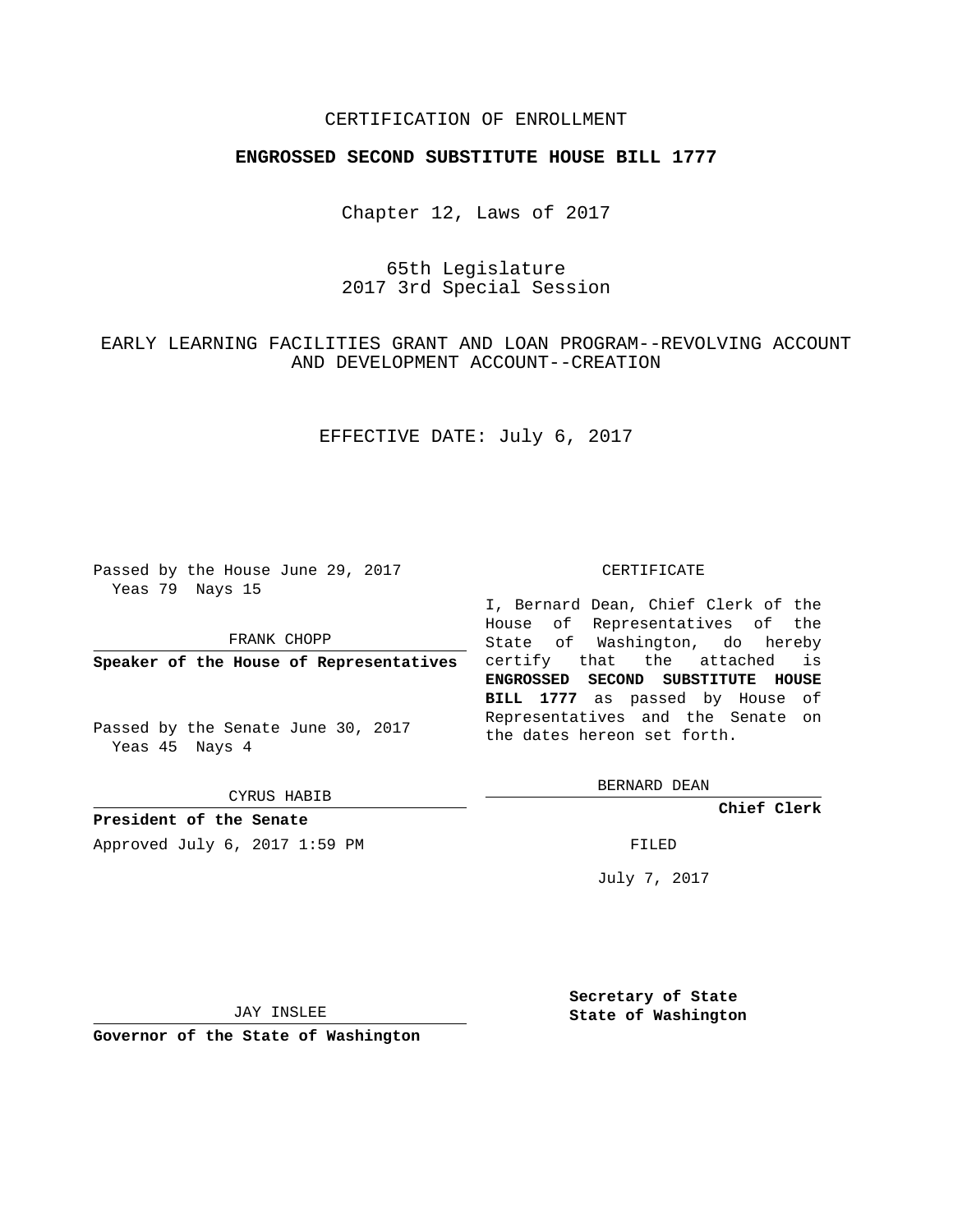CERTIFICATION OF ENROLLMENT

**ENGROSSED SECOND SUBSTITUTE HOUSE BILL 1777**

Chapter 12, Laws of 2017

65th Legislature
2017 3rd Special Session

EARLY LEARNING FACILITIES GRANT AND LOAN PROGRAM--REVOLVING ACCOUNT AND DEVELOPMENT ACCOUNT--CREATION

EFFECTIVE DATE: July 6, 2017

Passed by the House June 29, 2017
Yeas 79 Nays 15

FRANK CHOPP

**Speaker of the House of Representatives**

Passed by the Senate June 30, 2017
Yeas 45 Nays 4

CYRUS HABIB

**President of the Senate**

CERTIFICATE

I, Bernard Dean, Chief Clerk of the House of Representatives of the State of Washington, do hereby certify that the attached is **ENGROSSED SECOND SUBSTITUTE HOUSE BILL 1777** as passed by House of Representatives and the Senate on the dates hereon set forth.

BERNARD DEAN

**Chief Clerk**

Approved July 6, 2017 1:59 PM

FILED

July 7, 2017

JAY INSLEE

**Governor of the State of Washington**

**Secretary of State**
**State of Washington**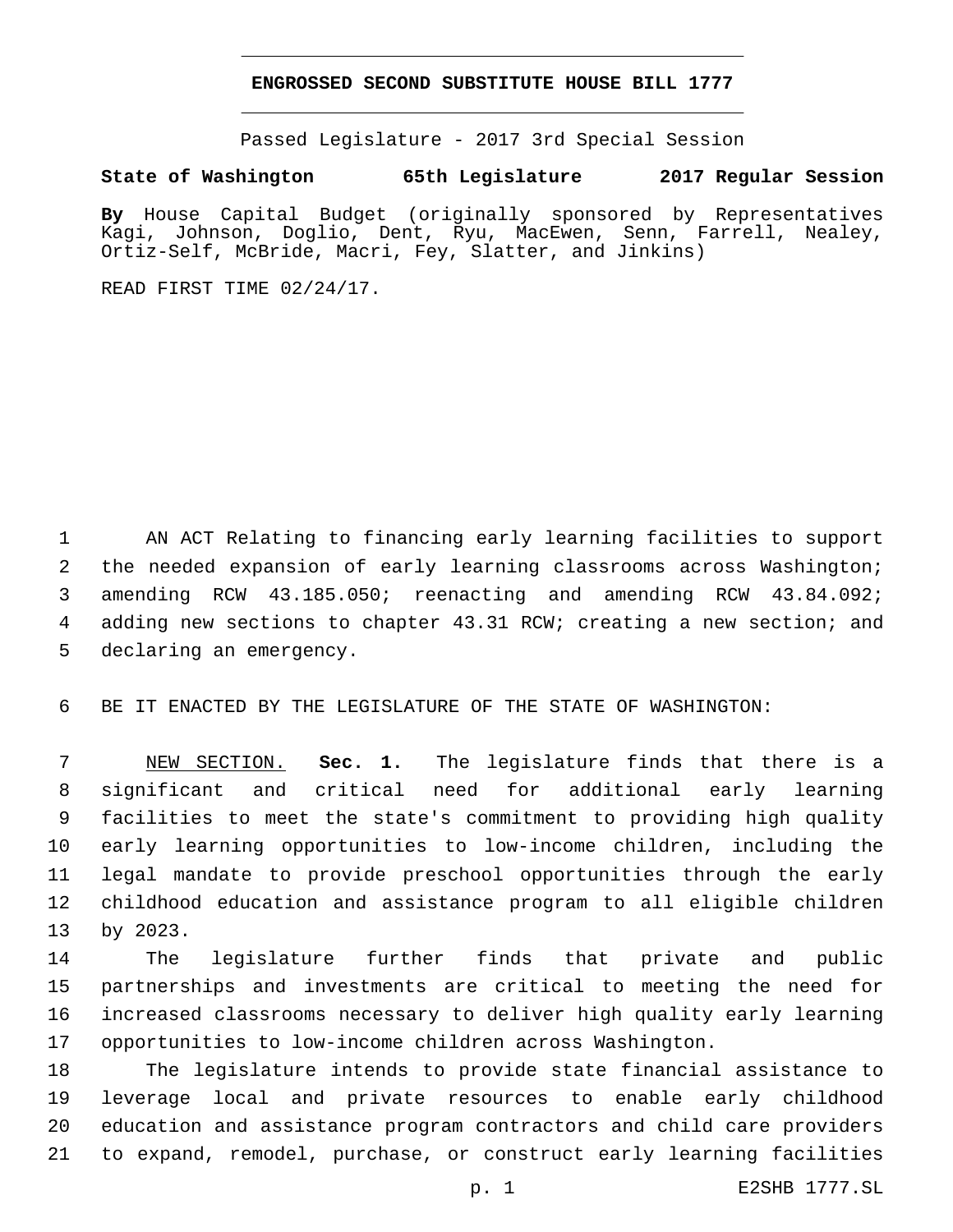**ENGROSSED SECOND SUBSTITUTE HOUSE BILL 1777**

Passed Legislature - 2017 3rd Special Session

**State of Washington 65th Legislature 2017 Regular Session**

**By** House Capital Budget (originally sponsored by Representatives Kagi, Johnson, Doglio, Dent, Ryu, MacEwen, Senn, Farrell, Nealey, Ortiz-Self, McBride, Macri, Fey, Slatter, and Jinkins)

READ FIRST TIME 02/24/17.

AN ACT Relating to financing early learning facilities to support the needed expansion of early learning classrooms across Washington; amending RCW 43.185.050; reenacting and amending RCW 43.84.092; adding new sections to chapter 43.31 RCW; creating a new section; and declaring an emergency.

BE IT ENACTED BY THE LEGISLATURE OF THE STATE OF WASHINGTON:

NEW SECTION. **Sec. 1.** The legislature finds that there is a significant and critical need for additional early learning facilities to meet the state's commitment to providing high quality early learning opportunities to low-income children, including the legal mandate to provide preschool opportunities through the early childhood education and assistance program to all eligible children by 2023.

The legislature further finds that private and public partnerships and investments are critical to meeting the need for increased classrooms necessary to deliver high quality early learning opportunities to low-income children across Washington.

The legislature intends to provide state financial assistance to leverage local and private resources to enable early childhood education and assistance program contractors and child care providers to expand, remodel, purchase, or construct early learning facilities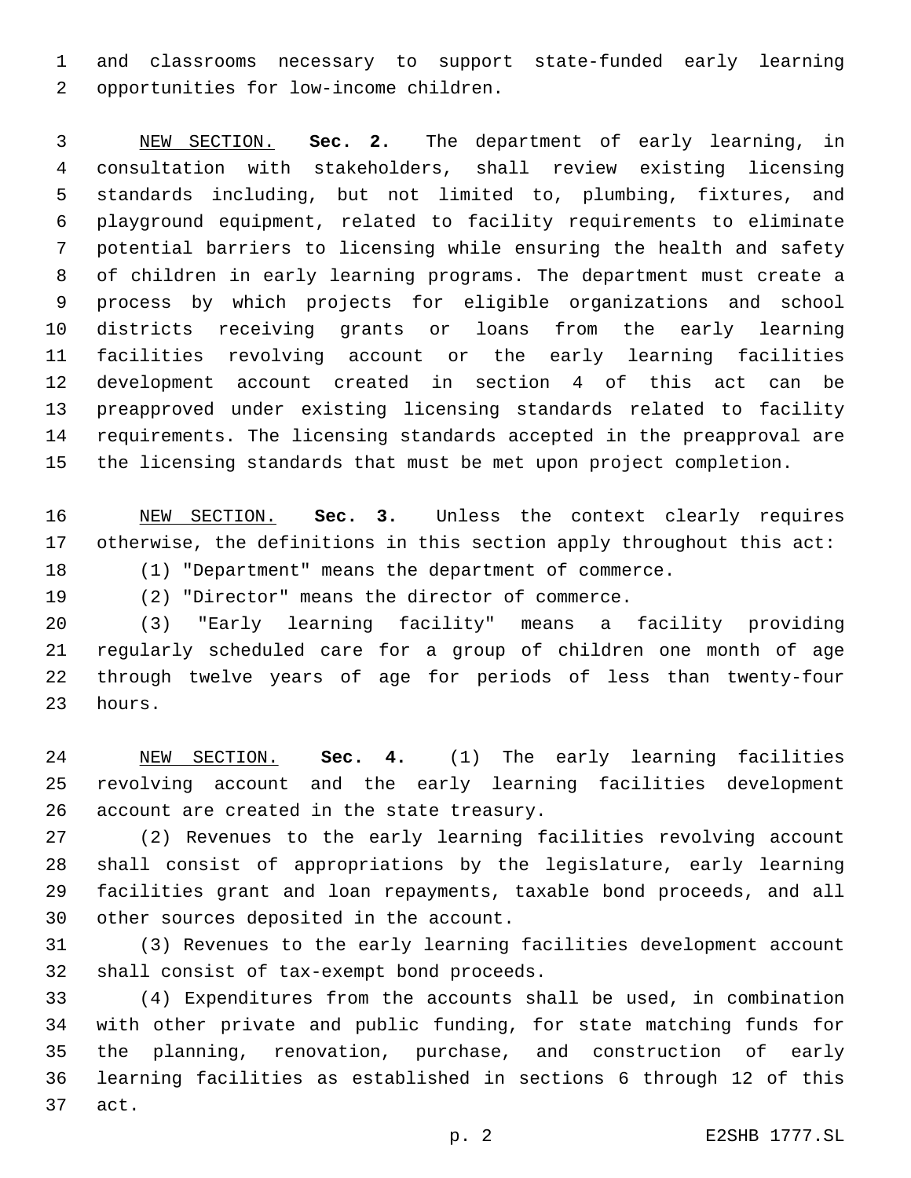and classrooms necessary to support state-funded early learning opportunities for low-income children.

NEW SECTION. **Sec. 2.** The department of early learning, in consultation with stakeholders, shall review existing licensing standards including, but not limited to, plumbing, fixtures, and playground equipment, related to facility requirements to eliminate potential barriers to licensing while ensuring the health and safety of children in early learning programs. The department must create a process by which projects for eligible organizations and school districts receiving grants or loans from the early learning facilities revolving account or the early learning facilities development account created in section 4 of this act can be preapproved under existing licensing standards related to facility requirements. The licensing standards accepted in the preapproval are the licensing standards that must be met upon project completion.

NEW SECTION. **Sec. 3.** Unless the context clearly requires otherwise, the definitions in this section apply throughout this act:

(1) "Department" means the department of commerce.

(2) "Director" means the director of commerce.

(3) "Early learning facility" means a facility providing regularly scheduled care for a group of children one month of age through twelve years of age for periods of less than twenty-four hours.

NEW SECTION. **Sec. 4.** (1) The early learning facilities revolving account and the early learning facilities development account are created in the state treasury.

(2) Revenues to the early learning facilities revolving account shall consist of appropriations by the legislature, early learning facilities grant and loan repayments, taxable bond proceeds, and all other sources deposited in the account.

(3) Revenues to the early learning facilities development account shall consist of tax-exempt bond proceeds.

(4) Expenditures from the accounts shall be used, in combination with other private and public funding, for state matching funds for the planning, renovation, purchase, and construction of early learning facilities as established in sections 6 through 12 of this act.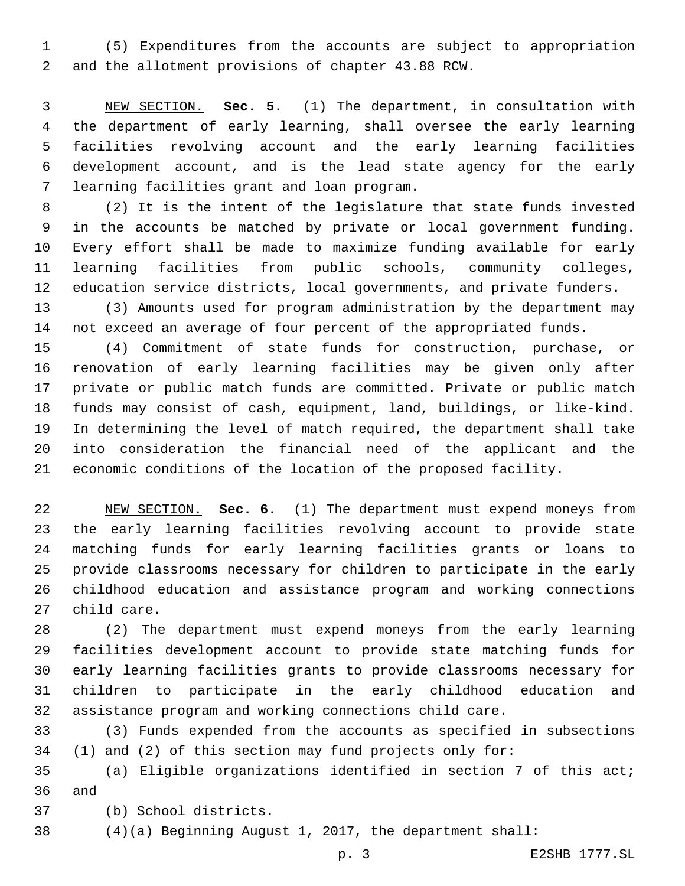(5) Expenditures from the accounts are subject to appropriation and the allotment provisions of chapter 43.88 RCW.

NEW SECTION. **Sec. 5.** (1) The department, in consultation with the department of early learning, shall oversee the early learning facilities revolving account and the early learning facilities development account, and is the lead state agency for the early learning facilities grant and loan program.

(2) It is the intent of the legislature that state funds invested in the accounts be matched by private or local government funding. Every effort shall be made to maximize funding available for early learning facilities from public schools, community colleges, education service districts, local governments, and private funders.

(3) Amounts used for program administration by the department may not exceed an average of four percent of the appropriated funds.

(4) Commitment of state funds for construction, purchase, or renovation of early learning facilities may be given only after private or public match funds are committed. Private or public match funds may consist of cash, equipment, land, buildings, or like-kind. In determining the level of match required, the department shall take into consideration the financial need of the applicant and the economic conditions of the location of the proposed facility.

NEW SECTION. **Sec. 6.** (1) The department must expend moneys from the early learning facilities revolving account to provide state matching funds for early learning facilities grants or loans to provide classrooms necessary for children to participate in the early childhood education and assistance program and working connections child care.

(2) The department must expend moneys from the early learning facilities development account to provide state matching funds for early learning facilities grants to provide classrooms necessary for children to participate in the early childhood education and assistance program and working connections child care.

(3) Funds expended from the accounts as specified in subsections (1) and (2) of this section may fund projects only for:

(a) Eligible organizations identified in section 7 of this act; and

(b) School districts.

(4)(a) Beginning August 1, 2017, the department shall: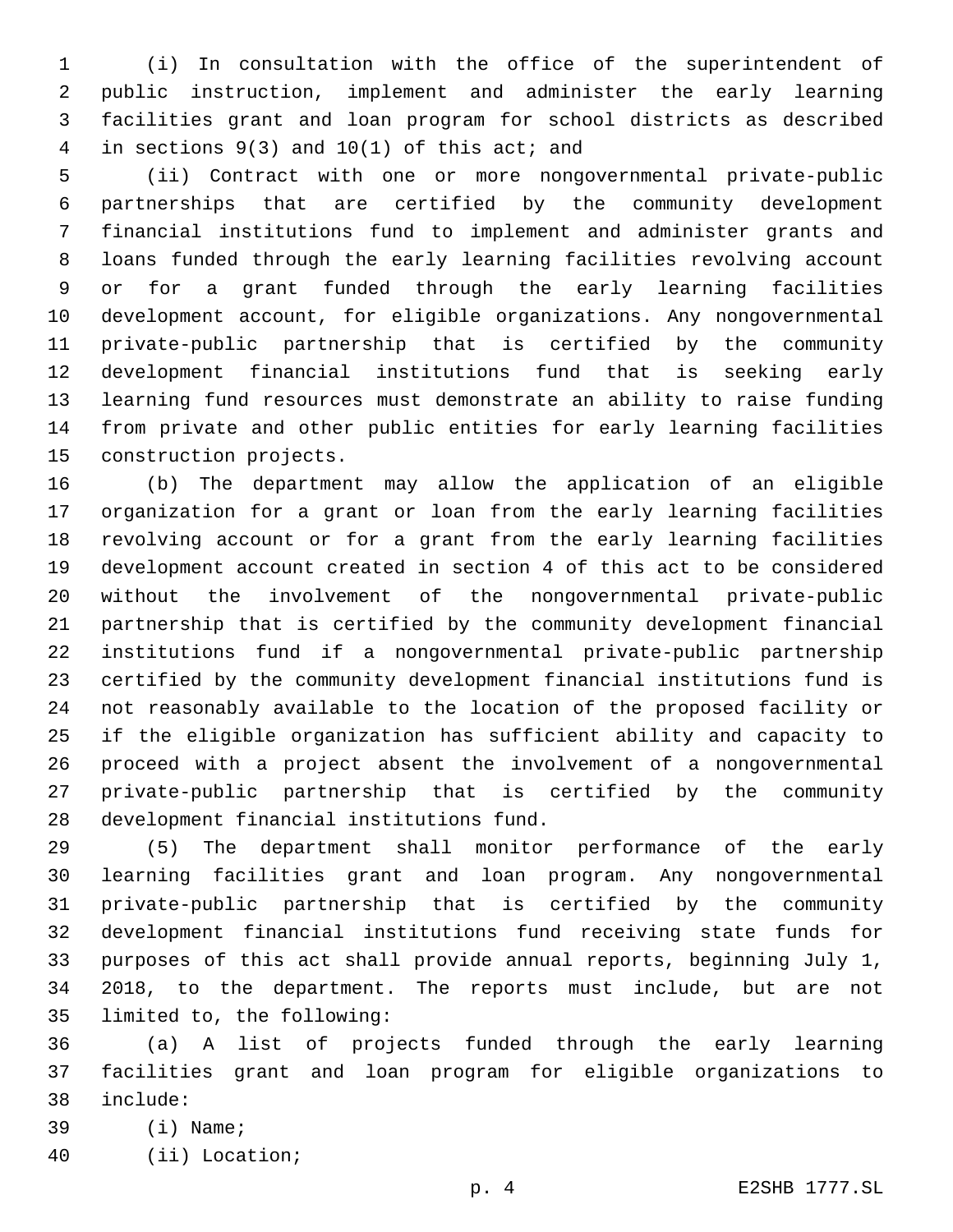(i) In consultation with the office of the superintendent of public instruction, implement and administer the early learning facilities grant and loan program for school districts as described in sections 9(3) and 10(1) of this act; and

(ii) Contract with one or more nongovernmental private-public partnerships that are certified by the community development financial institutions fund to implement and administer grants and loans funded through the early learning facilities revolving account or for a grant funded through the early learning facilities development account, for eligible organizations. Any nongovernmental private-public partnership that is certified by the community development financial institutions fund that is seeking early learning fund resources must demonstrate an ability to raise funding from private and other public entities for early learning facilities construction projects.

(b) The department may allow the application of an eligible organization for a grant or loan from the early learning facilities revolving account or for a grant from the early learning facilities development account created in section 4 of this act to be considered without the involvement of the nongovernmental private-public partnership that is certified by the community development financial institutions fund if a nongovernmental private-public partnership certified by the community development financial institutions fund is not reasonably available to the location of the proposed facility or if the eligible organization has sufficient ability and capacity to proceed with a project absent the involvement of a nongovernmental private-public partnership that is certified by the community development financial institutions fund.

(5) The department shall monitor performance of the early learning facilities grant and loan program. Any nongovernmental private-public partnership that is certified by the community development financial institutions fund receiving state funds for purposes of this act shall provide annual reports, beginning July 1, 2018, to the department. The reports must include, but are not limited to, the following:

(a) A list of projects funded through the early learning facilities grant and loan program for eligible organizations to include:

(i) Name;

(ii) Location;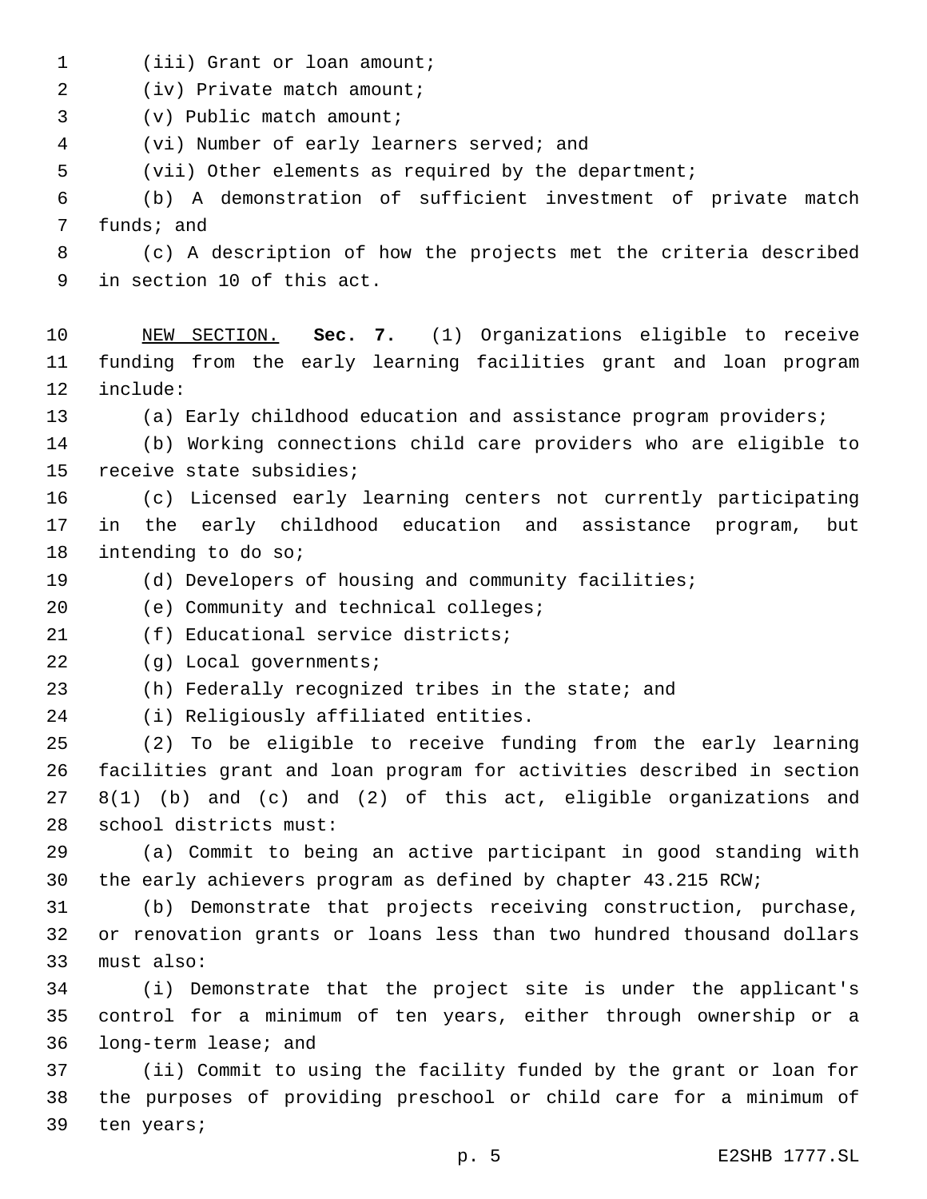(iii) Grant or loan amount;

(iv) Private match amount;

(v) Public match amount;

(vi) Number of early learners served; and

(vii) Other elements as required by the department;

(b) A demonstration of sufficient investment of private match funds; and

(c) A description of how the projects met the criteria described in section 10 of this act.

NEW SECTION. **Sec. 7.** (1) Organizations eligible to receive funding from the early learning facilities grant and loan program include:

(a) Early childhood education and assistance program providers;

(b) Working connections child care providers who are eligible to receive state subsidies;

(c) Licensed early learning centers not currently participating in the early childhood education and assistance program, but intending to do so;

(d) Developers of housing and community facilities;

(e) Community and technical colleges;

(f) Educational service districts;

(g) Local governments;

(h) Federally recognized tribes in the state; and

(i) Religiously affiliated entities.

(2) To be eligible to receive funding from the early learning facilities grant and loan program for activities described in section 8(1) (b) and (c) and (2) of this act, eligible organizations and school districts must:

(a) Commit to being an active participant in good standing with the early achievers program as defined by chapter 43.215 RCW;

(b) Demonstrate that projects receiving construction, purchase, or renovation grants or loans less than two hundred thousand dollars must also:

(i) Demonstrate that the project site is under the applicant's control for a minimum of ten years, either through ownership or a long-term lease; and

(ii) Commit to using the facility funded by the grant or loan for the purposes of providing preschool or child care for a minimum of ten years;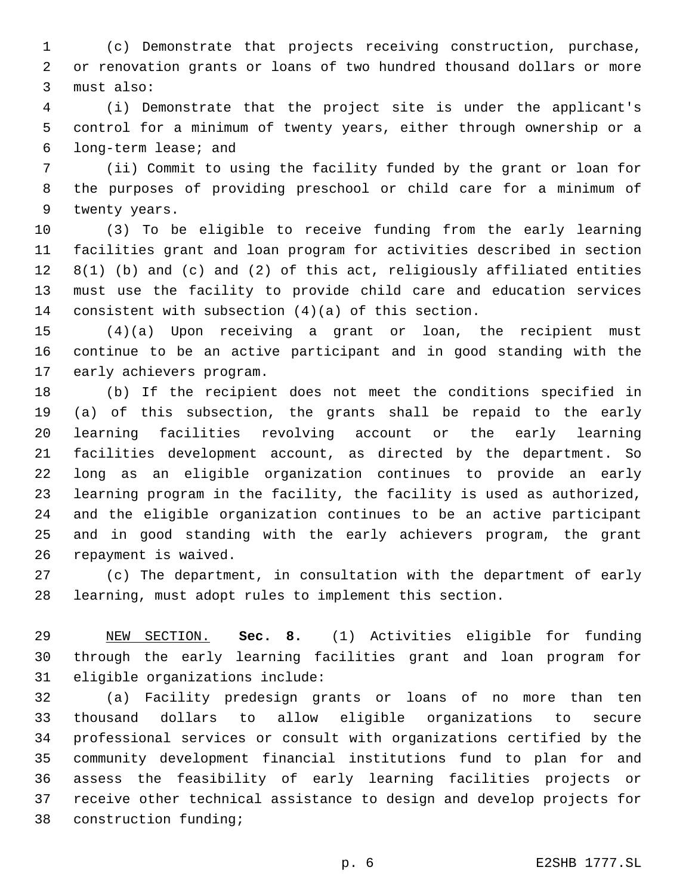(c) Demonstrate that projects receiving construction, purchase, or renovation grants or loans of two hundred thousand dollars or more must also:

(i) Demonstrate that the project site is under the applicant's control for a minimum of twenty years, either through ownership or a long-term lease; and

(ii) Commit to using the facility funded by the grant or loan for the purposes of providing preschool or child care for a minimum of twenty years.

(3) To be eligible to receive funding from the early learning facilities grant and loan program for activities described in section 8(1) (b) and (c) and (2) of this act, religiously affiliated entities must use the facility to provide child care and education services consistent with subsection (4)(a) of this section.

(4)(a) Upon receiving a grant or loan, the recipient must continue to be an active participant and in good standing with the early achievers program.

(b) If the recipient does not meet the conditions specified in (a) of this subsection, the grants shall be repaid to the early learning facilities revolving account or the early learning facilities development account, as directed by the department. So long as an eligible organization continues to provide an early learning program in the facility, the facility is used as authorized, and the eligible organization continues to be an active participant and in good standing with the early achievers program, the grant repayment is waived.

(c) The department, in consultation with the department of early learning, must adopt rules to implement this section.

NEW SECTION. **Sec. 8.** (1) Activities eligible for funding through the early learning facilities grant and loan program for eligible organizations include:

(a) Facility predesign grants or loans of no more than ten thousand dollars to allow eligible organizations to secure professional services or consult with organizations certified by the community development financial institutions fund to plan for and assess the feasibility of early learning facilities projects or receive other technical assistance to design and develop projects for construction funding;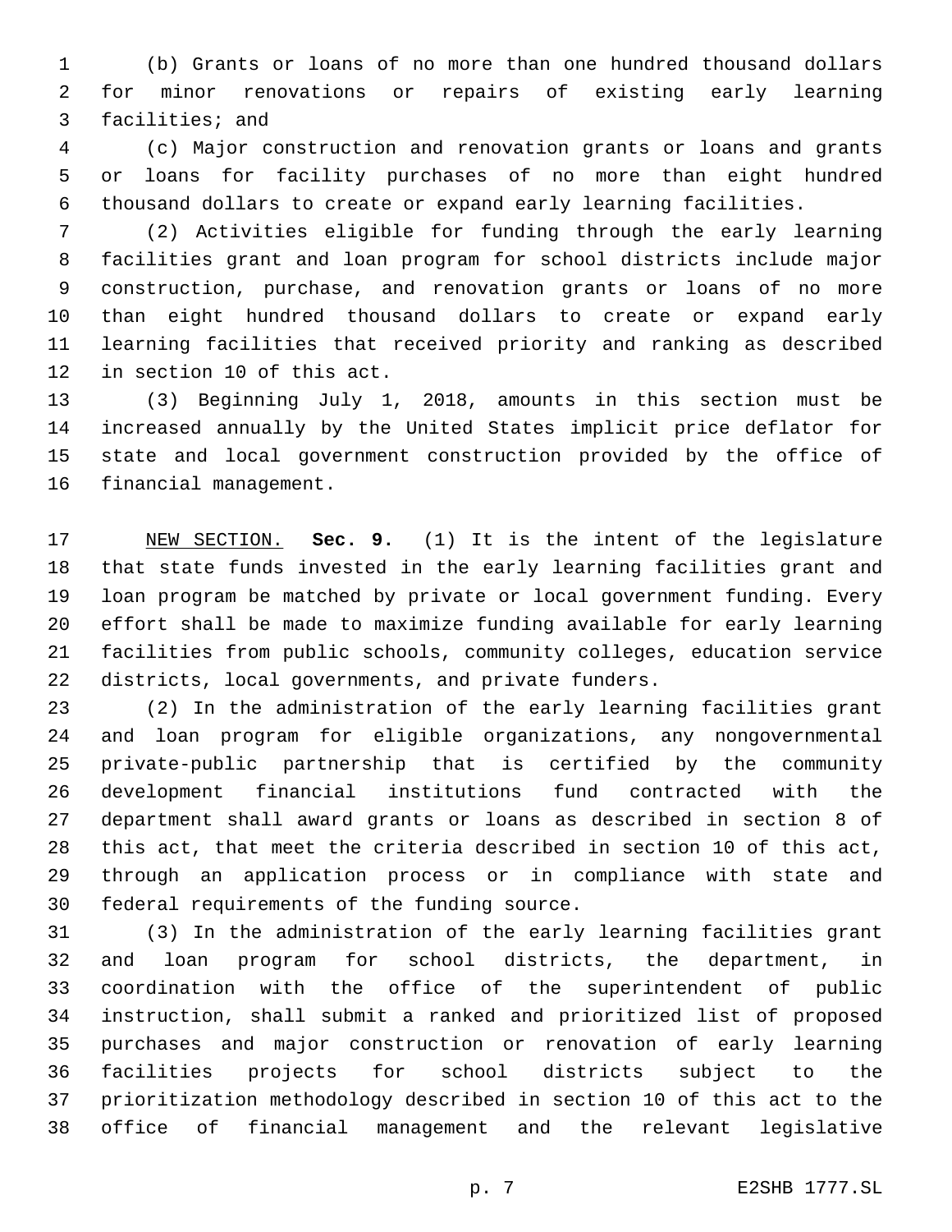(b) Grants or loans of no more than one hundred thousand dollars for minor renovations or repairs of existing early learning facilities; and

(c) Major construction and renovation grants or loans and grants or loans for facility purchases of no more than eight hundred thousand dollars to create or expand early learning facilities.

(2) Activities eligible for funding through the early learning facilities grant and loan program for school districts include major construction, purchase, and renovation grants or loans of no more than eight hundred thousand dollars to create or expand early learning facilities that received priority and ranking as described in section 10 of this act.

(3) Beginning July 1, 2018, amounts in this section must be increased annually by the United States implicit price deflator for state and local government construction provided by the office of financial management.

NEW SECTION. **Sec. 9.** (1) It is the intent of the legislature that state funds invested in the early learning facilities grant and loan program be matched by private or local government funding. Every effort shall be made to maximize funding available for early learning facilities from public schools, community colleges, education service districts, local governments, and private funders.

(2) In the administration of the early learning facilities grant and loan program for eligible organizations, any nongovernmental private-public partnership that is certified by the community development financial institutions fund contracted with the department shall award grants or loans as described in section 8 of this act, that meet the criteria described in section 10 of this act, through an application process or in compliance with state and federal requirements of the funding source.

(3) In the administration of the early learning facilities grant and loan program for school districts, the department, in coordination with the office of the superintendent of public instruction, shall submit a ranked and prioritized list of proposed purchases and major construction or renovation of early learning facilities projects for school districts subject to the prioritization methodology described in section 10 of this act to the office of financial management and the relevant legislative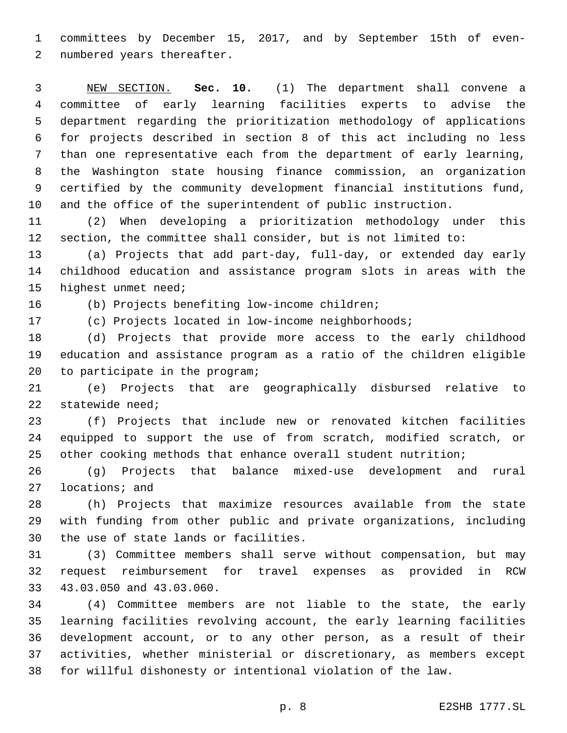committees by December 15, 2017, and by September 15th of even-numbered years thereafter.

NEW SECTION. **Sec. 10.** (1) The department shall convene a committee of early learning facilities experts to advise the department regarding the prioritization methodology of applications for projects described in section 8 of this act including no less than one representative each from the department of early learning, the Washington state housing finance commission, an organization certified by the community development financial institutions fund, and the office of the superintendent of public instruction.

(2) When developing a prioritization methodology under this section, the committee shall consider, but is not limited to:

(a) Projects that add part-day, full-day, or extended day early childhood education and assistance program slots in areas with the highest unmet need;

(b) Projects benefiting low-income children;

(c) Projects located in low-income neighborhoods;

(d) Projects that provide more access to the early childhood education and assistance program as a ratio of the children eligible to participate in the program;

(e) Projects that are geographically disbursed relative to statewide need;

(f) Projects that include new or renovated kitchen facilities equipped to support the use of from scratch, modified scratch, or other cooking methods that enhance overall student nutrition;

(g) Projects that balance mixed-use development and rural locations; and

(h) Projects that maximize resources available from the state with funding from other public and private organizations, including the use of state lands or facilities.

(3) Committee members shall serve without compensation, but may request reimbursement for travel expenses as provided in RCW 43.03.050 and 43.03.060.

(4) Committee members are not liable to the state, the early learning facilities revolving account, the early learning facilities development account, or to any other person, as a result of their activities, whether ministerial or discretionary, as members except for willful dishonesty or intentional violation of the law.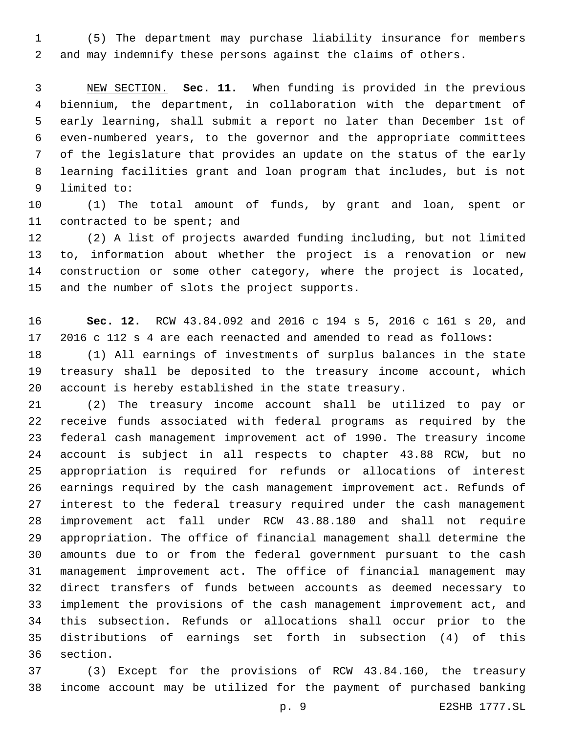(5) The department may purchase liability insurance for members and may indemnify these persons against the claims of others.

NEW SECTION. **Sec. 11.** When funding is provided in the previous biennium, the department, in collaboration with the department of early learning, shall submit a report no later than December 1st of even-numbered years, to the governor and the appropriate committees of the legislature that provides an update on the status of the early learning facilities grant and loan program that includes, but is not limited to:

(1) The total amount of funds, by grant and loan, spent or contracted to be spent; and

(2) A list of projects awarded funding including, but not limited to, information about whether the project is a renovation or new construction or some other category, where the project is located, and the number of slots the project supports.

**Sec. 12.** RCW 43.84.092 and 2016 c 194 s 5, 2016 c 161 s 20, and 2016 c 112 s 4 are each reenacted and amended to read as follows:

(1) All earnings of investments of surplus balances in the state treasury shall be deposited to the treasury income account, which account is hereby established in the state treasury.

(2) The treasury income account shall be utilized to pay or receive funds associated with federal programs as required by the federal cash management improvement act of 1990. The treasury income account is subject in all respects to chapter 43.88 RCW, but no appropriation is required for refunds or allocations of interest earnings required by the cash management improvement act. Refunds of interest to the federal treasury required under the cash management improvement act fall under RCW 43.88.180 and shall not require appropriation. The office of financial management shall determine the amounts due to or from the federal government pursuant to the cash management improvement act. The office of financial management may direct transfers of funds between accounts as deemed necessary to implement the provisions of the cash management improvement act, and this subsection. Refunds or allocations shall occur prior to the distributions of earnings set forth in subsection (4) of this section.

(3) Except for the provisions of RCW 43.84.160, the treasury income account may be utilized for the payment of purchased banking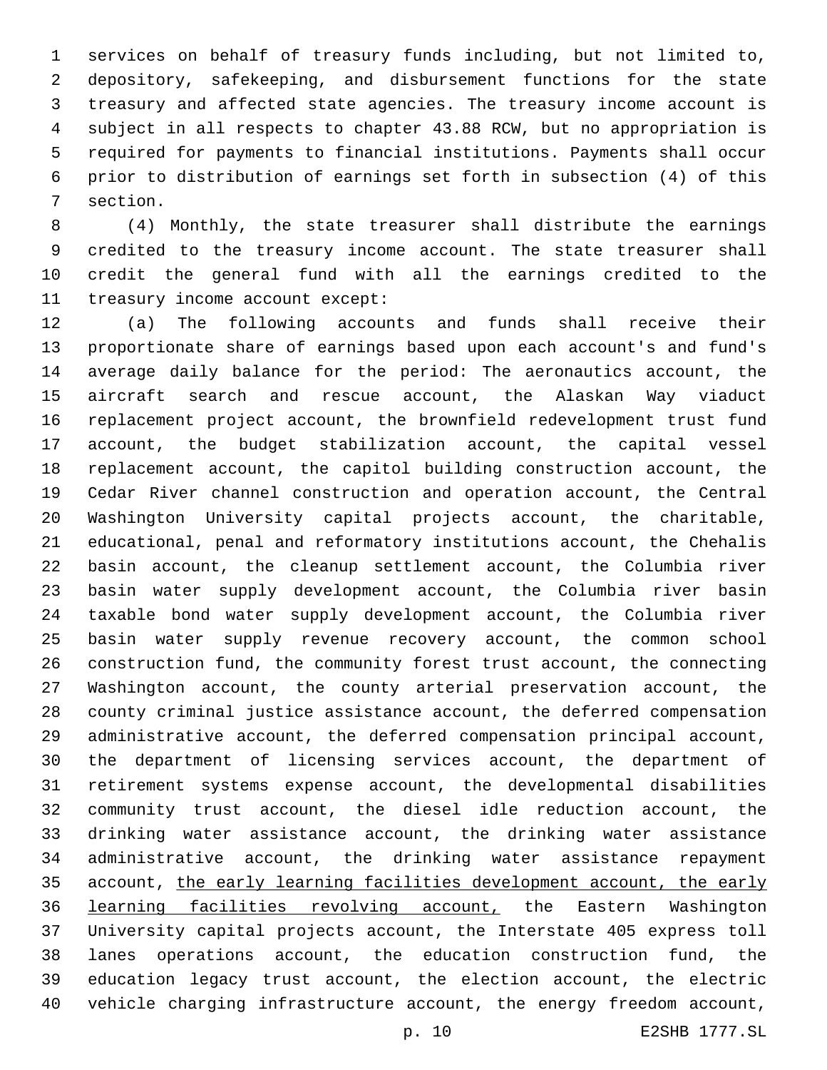services on behalf of treasury funds including, but not limited to, depository, safekeeping, and disbursement functions for the state treasury and affected state agencies. The treasury income account is subject in all respects to chapter 43.88 RCW, but no appropriation is required for payments to financial institutions. Payments shall occur prior to distribution of earnings set forth in subsection (4) of this section.

(4) Monthly, the state treasurer shall distribute the earnings credited to the treasury income account. The state treasurer shall credit the general fund with all the earnings credited to the treasury income account except:

(a) The following accounts and funds shall receive their proportionate share of earnings based upon each account's and fund's average daily balance for the period: The aeronautics account, the aircraft search and rescue account, the Alaskan Way viaduct replacement project account, the brownfield redevelopment trust fund account, the budget stabilization account, the capital vessel replacement account, the capitol building construction account, the Cedar River channel construction and operation account, the Central Washington University capital projects account, the charitable, educational, penal and reformatory institutions account, the Chehalis basin account, the cleanup settlement account, the Columbia river basin water supply development account, the Columbia river basin taxable bond water supply development account, the Columbia river basin water supply revenue recovery account, the common school construction fund, the community forest trust account, the connecting Washington account, the county arterial preservation account, the county criminal justice assistance account, the deferred compensation administrative account, the deferred compensation principal account, the department of licensing services account, the department of retirement systems expense account, the developmental disabilities community trust account, the diesel idle reduction account, the drinking water assistance account, the drinking water assistance administrative account, the drinking water assistance repayment account, <u>the early learning facilities development account, the early learning facilities revolving account,</u> the Eastern Washington University capital projects account, the Interstate 405 express toll lanes operations account, the education construction fund, the education legacy trust account, the election account, the electric vehicle charging infrastructure account, the energy freedom account,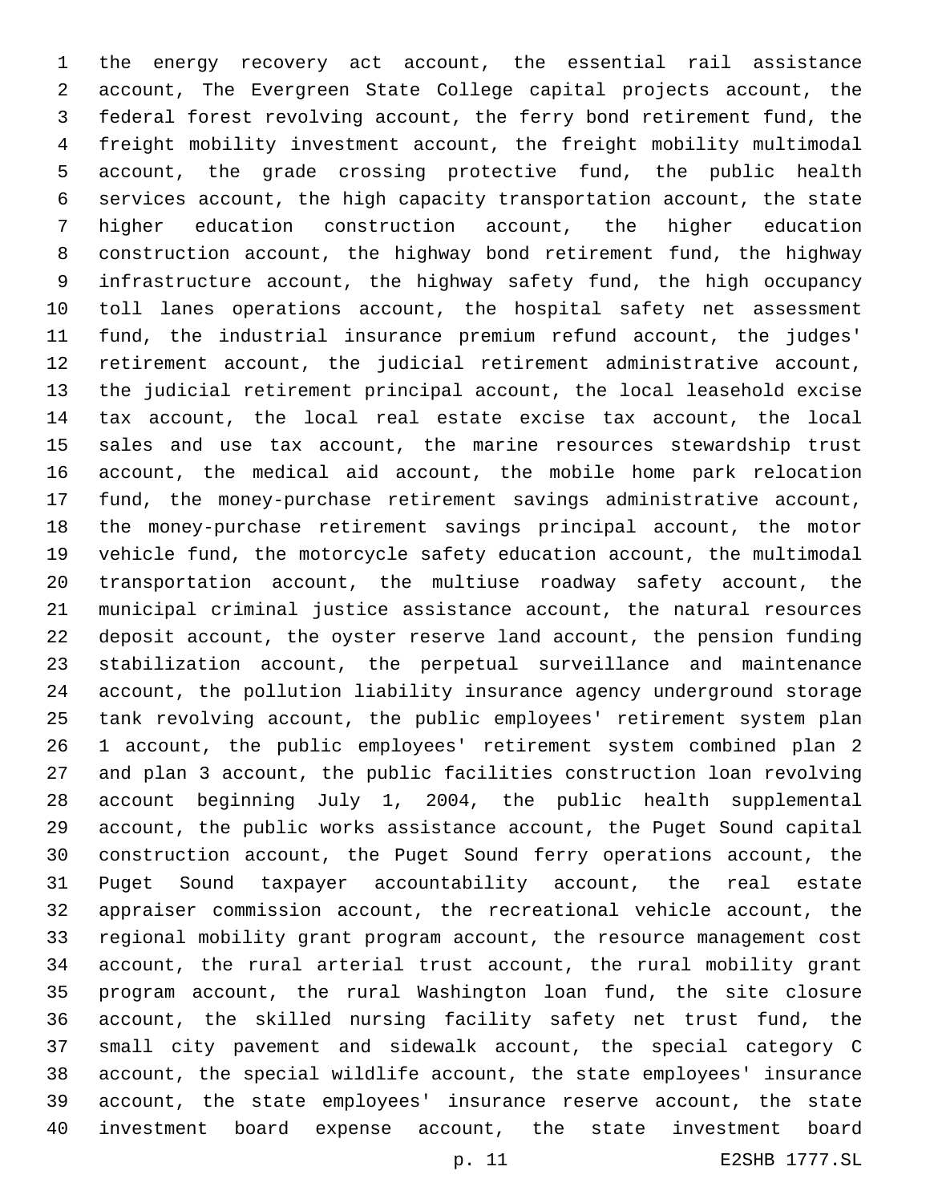the energy recovery act account, the essential rail assistance account, The Evergreen State College capital projects account, the federal forest revolving account, the ferry bond retirement fund, the freight mobility investment account, the freight mobility multimodal account, the grade crossing protective fund, the public health services account, the high capacity transportation account, the state higher education construction account, the higher education construction account, the highway bond retirement fund, the highway infrastructure account, the highway safety fund, the high occupancy toll lanes operations account, the hospital safety net assessment fund, the industrial insurance premium refund account, the judges' retirement account, the judicial retirement administrative account, the judicial retirement principal account, the local leasehold excise tax account, the local real estate excise tax account, the local sales and use tax account, the marine resources stewardship trust account, the medical aid account, the mobile home park relocation fund, the money-purchase retirement savings administrative account, the money-purchase retirement savings principal account, the motor vehicle fund, the motorcycle safety education account, the multimodal transportation account, the multiuse roadway safety account, the municipal criminal justice assistance account, the natural resources deposit account, the oyster reserve land account, the pension funding stabilization account, the perpetual surveillance and maintenance account, the pollution liability insurance agency underground storage tank revolving account, the public employees' retirement system plan 1 account, the public employees' retirement system combined plan 2 and plan 3 account, the public facilities construction loan revolving account beginning July 1, 2004, the public health supplemental account, the public works assistance account, the Puget Sound capital construction account, the Puget Sound ferry operations account, the Puget Sound taxpayer accountability account, the real estate appraiser commission account, the recreational vehicle account, the regional mobility grant program account, the resource management cost account, the rural arterial trust account, the rural mobility grant program account, the rural Washington loan fund, the site closure account, the skilled nursing facility safety net trust fund, the small city pavement and sidewalk account, the special category C account, the special wildlife account, the state employees' insurance account, the state employees' insurance reserve account, the state investment board expense account, the state investment board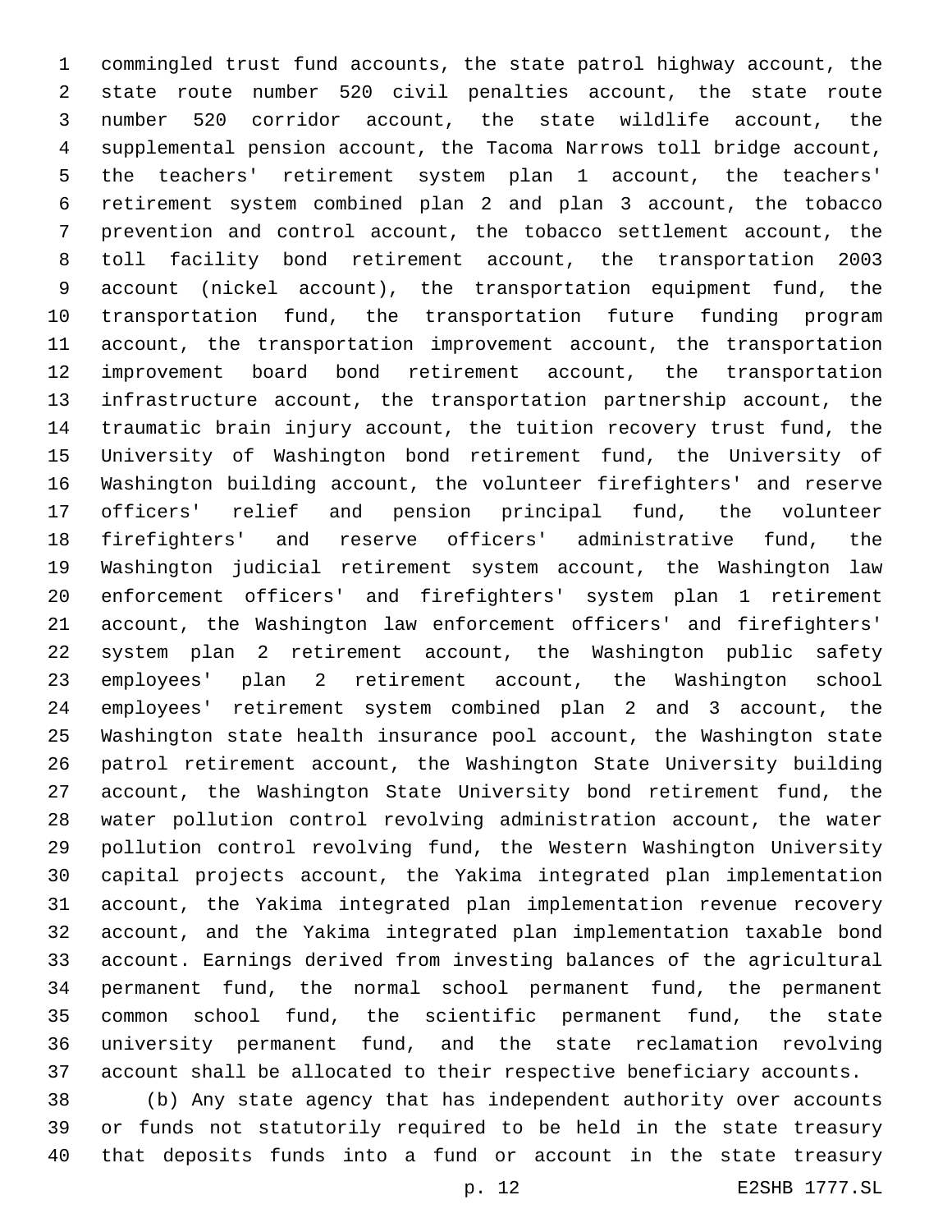commingled trust fund accounts, the state patrol highway account, the state route number 520 civil penalties account, the state route number 520 corridor account, the state wildlife account, the supplemental pension account, the Tacoma Narrows toll bridge account, the teachers' retirement system plan 1 account, the teachers' retirement system combined plan 2 and plan 3 account, the tobacco prevention and control account, the tobacco settlement account, the toll facility bond retirement account, the transportation 2003 account (nickel account), the transportation equipment fund, the transportation fund, the transportation future funding program account, the transportation improvement account, the transportation improvement board bond retirement account, the transportation infrastructure account, the transportation partnership account, the traumatic brain injury account, the tuition recovery trust fund, the University of Washington bond retirement fund, the University of Washington building account, the volunteer firefighters' and reserve officers' relief and pension principal fund, the volunteer firefighters' and reserve officers' administrative fund, the Washington judicial retirement system account, the Washington law enforcement officers' and firefighters' system plan 1 retirement account, the Washington law enforcement officers' and firefighters' system plan 2 retirement account, the Washington public safety employees' plan 2 retirement account, the Washington school employees' retirement system combined plan 2 and 3 account, the Washington state health insurance pool account, the Washington state patrol retirement account, the Washington State University building account, the Washington State University bond retirement fund, the water pollution control revolving administration account, the water pollution control revolving fund, the Western Washington University capital projects account, the Yakima integrated plan implementation account, the Yakima integrated plan implementation revenue recovery account, and the Yakima integrated plan implementation taxable bond account. Earnings derived from investing balances of the agricultural permanent fund, the normal school permanent fund, the permanent common school fund, the scientific permanent fund, the state university permanent fund, and the state reclamation revolving account shall be allocated to their respective beneficiary accounts.

(b) Any state agency that has independent authority over accounts or funds not statutorily required to be held in the state treasury that deposits funds into a fund or account in the state treasury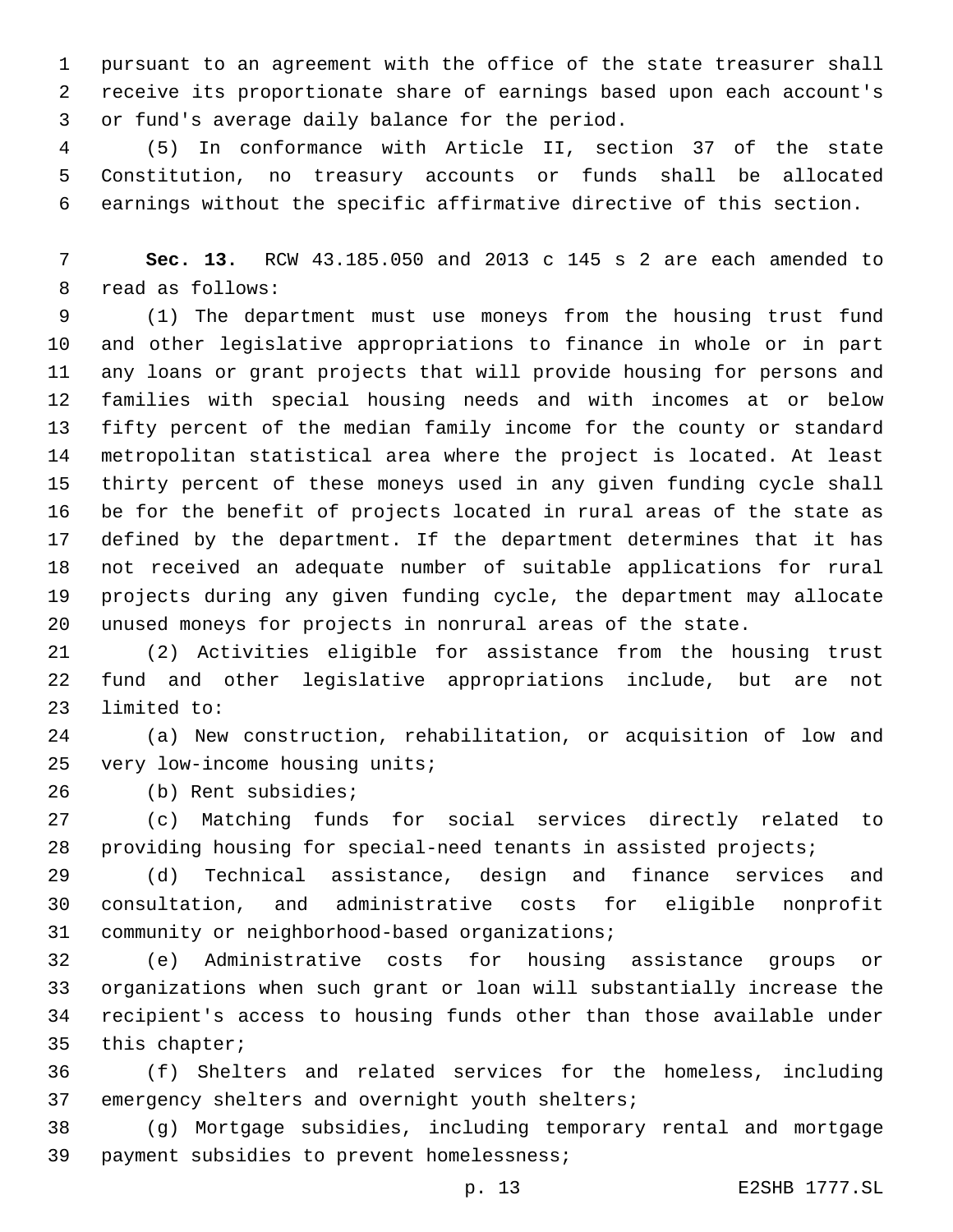pursuant to an agreement with the office of the state treasurer shall receive its proportionate share of earnings based upon each account's or fund's average daily balance for the period.

(5) In conformance with Article II, section 37 of the state Constitution, no treasury accounts or funds shall be allocated earnings without the specific affirmative directive of this section.

**Sec. 13.** RCW 43.185.050 and 2013 c 145 s 2 are each amended to read as follows:

(1) The department must use moneys from the housing trust fund and other legislative appropriations to finance in whole or in part any loans or grant projects that will provide housing for persons and families with special housing needs and with incomes at or below fifty percent of the median family income for the county or standard metropolitan statistical area where the project is located. At least thirty percent of these moneys used in any given funding cycle shall be for the benefit of projects located in rural areas of the state as defined by the department. If the department determines that it has not received an adequate number of suitable applications for rural projects during any given funding cycle, the department may allocate unused moneys for projects in nonrural areas of the state.

(2) Activities eligible for assistance from the housing trust fund and other legislative appropriations include, but are not limited to:

(a) New construction, rehabilitation, or acquisition of low and very low-income housing units;

(b) Rent subsidies;

(c) Matching funds for social services directly related to providing housing for special-need tenants in assisted projects;

(d) Technical assistance, design and finance services and consultation, and administrative costs for eligible nonprofit community or neighborhood-based organizations;

(e) Administrative costs for housing assistance groups or organizations when such grant or loan will substantially increase the recipient's access to housing funds other than those available under this chapter;

(f) Shelters and related services for the homeless, including emergency shelters and overnight youth shelters;

(g) Mortgage subsidies, including temporary rental and mortgage payment subsidies to prevent homelessness;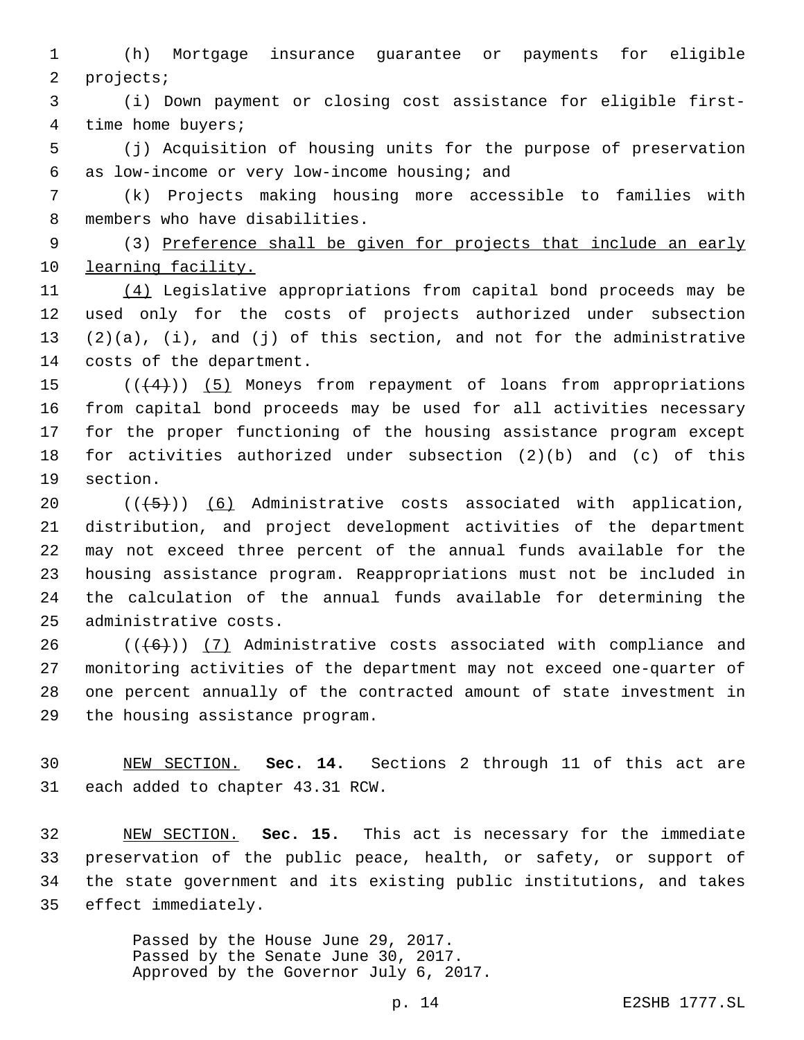(h) Mortgage insurance guarantee or payments for eligible projects;

(i) Down payment or closing cost assistance for eligible first-time home buyers;

(j) Acquisition of housing units for the purpose of preservation as low-income or very low-income housing; and

(k) Projects making housing more accessible to families with members who have disabilities.

(3) Preference shall be given for projects that include an early learning facility.

(4) Legislative appropriations from capital bond proceeds may be used only for the costs of projects authorized under subsection (2)(a), (i), and (j) of this section, and not for the administrative costs of the department.

(((4))) (5) Moneys from repayment of loans from appropriations from capital bond proceeds may be used for all activities necessary for the proper functioning of the housing assistance program except for activities authorized under subsection (2)(b) and (c) of this section.

(((5))) (6) Administrative costs associated with application, distribution, and project development activities of the department may not exceed three percent of the annual funds available for the housing assistance program. Reappropriations must not be included in the calculation of the annual funds available for determining the administrative costs.

(((6))) (7) Administrative costs associated with compliance and monitoring activities of the department may not exceed one-quarter of one percent annually of the contracted amount of state investment in the housing assistance program.

NEW SECTION. **Sec. 14.** Sections 2 through 11 of this act are each added to chapter 43.31 RCW.

NEW SECTION. **Sec. 15.** This act is necessary for the immediate preservation of the public peace, health, or safety, or support of the state government and its existing public institutions, and takes effect immediately.

Passed by the House June 29, 2017.
Passed by the Senate June 30, 2017.
Approved by the Governor July 6, 2017.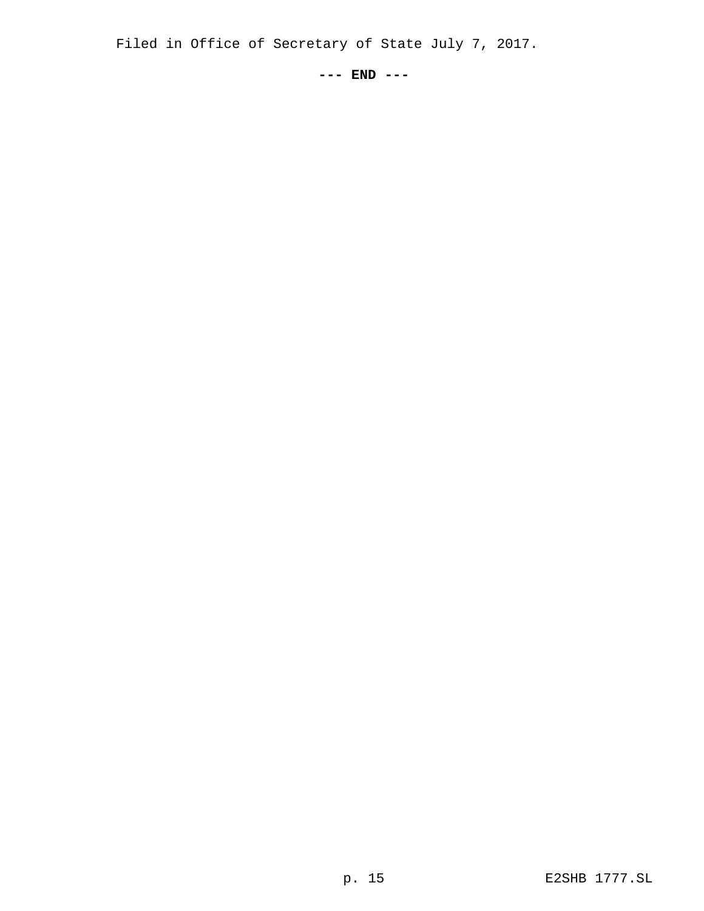Filed in Office of Secretary of State July 7, 2017.

**--- END ---**